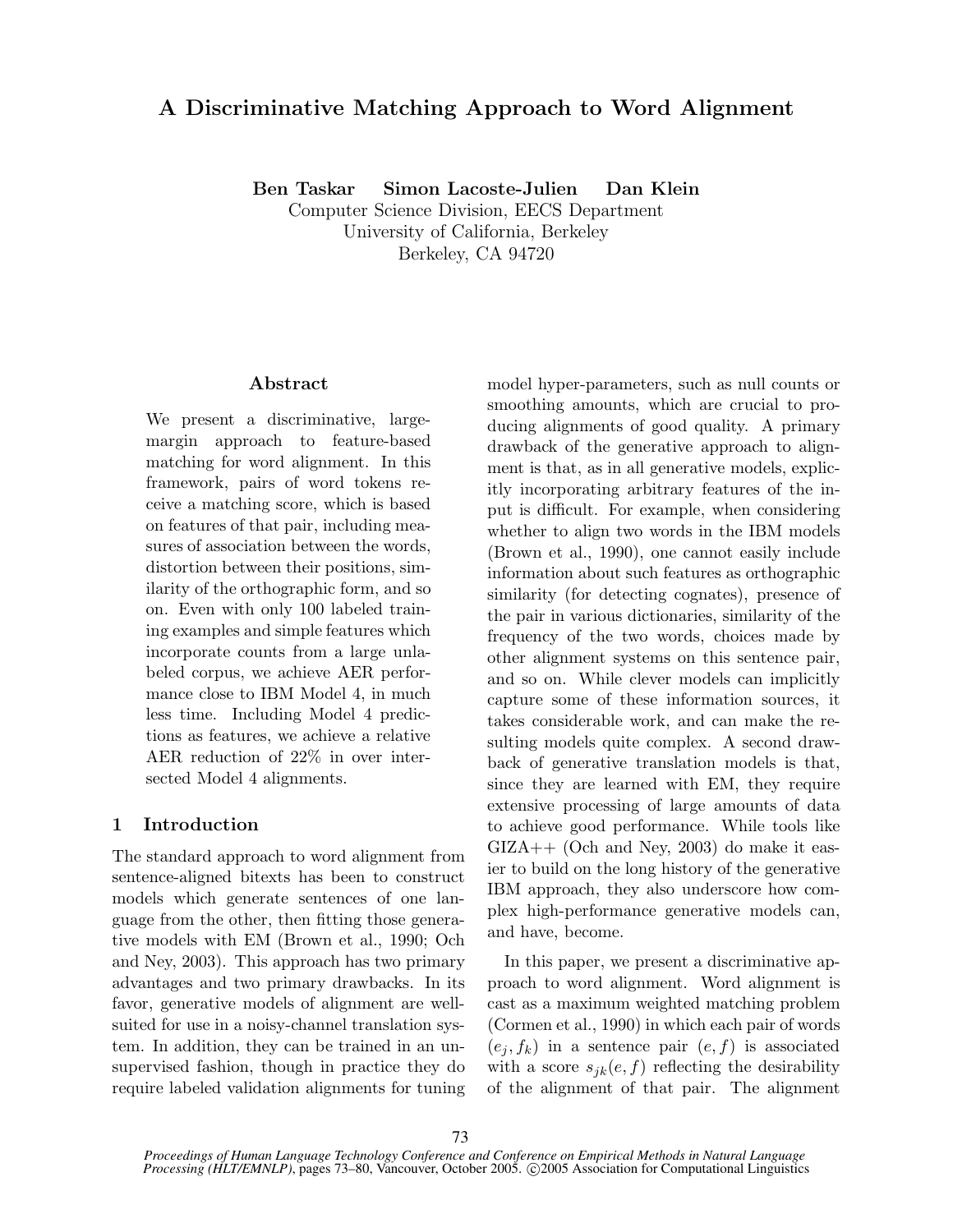# A Discriminative Matching Approach to Word Alignment

**Ben Taskar  Simon Lacoste-Julien  Dan Klein**

Computer Science Division, EECS Department
University of California, Berkeley
Berkeley, CA 94720

## Abstract

We present a discriminative, large-margin approach to feature-based matching for word alignment. In this framework, pairs of word tokens receive a matching score, which is based on features of that pair, including measures of association between the words, distortion between their positions, similarity of the orthographic form, and so on. Even with only 100 labeled training examples and simple features which incorporate counts from a large unlabeled corpus, we achieve AER performance close to IBM Model 4, in much less time. Including Model 4 predictions as features, we achieve a relative AER reduction of 22% in over intersected Model 4 alignments.

## 1 Introduction

The standard approach to word alignment from sentence-aligned bitexts has been to construct models which generate sentences of one language from the other, then fitting those generative models with EM (Brown et al., 1990; Och and Ney, 2003). This approach has two primary advantages and two primary drawbacks. In its favor, generative models of alignment are well-suited for use in a noisy-channel translation system. In addition, they can be trained in an unsupervised fashion, though in practice they do require labeled validation alignments for tuning model hyper-parameters, such as null counts or smoothing amounts, which are crucial to producing alignments of good quality. A primary drawback of the generative approach to alignment is that, as in all generative models, explicitly incorporating arbitrary features of the input is difficult. For example, when considering whether to align two words in the IBM models (Brown et al., 1990), one cannot easily include information about such features as orthographic similarity (for detecting cognates), presence of the pair in various dictionaries, similarity of the frequency of the two words, choices made by other alignment systems on this sentence pair, and so on. While clever models can implicitly capture some of these information sources, it takes considerable work, and can make the resulting models quite complex. A second drawback of generative translation models is that, since they are learned with EM, they require extensive processing of large amounts of data to achieve good performance. While tools like GIZA++ (Och and Ney, 2003) do make it easier to build on the long history of the generative IBM approach, they also underscore how complex high-performance generative models can, and have, become.

In this paper, we present a discriminative approach to word alignment. Word alignment is cast as a maximum weighted matching problem (Cormen et al., 1990) in which each pair of words $(e_j, f_k)$ in a sentence pair $(e, f)$ is associated with a score $s_{jk}(e, f)$ reflecting the desirability of the alignment of that pair. The alignment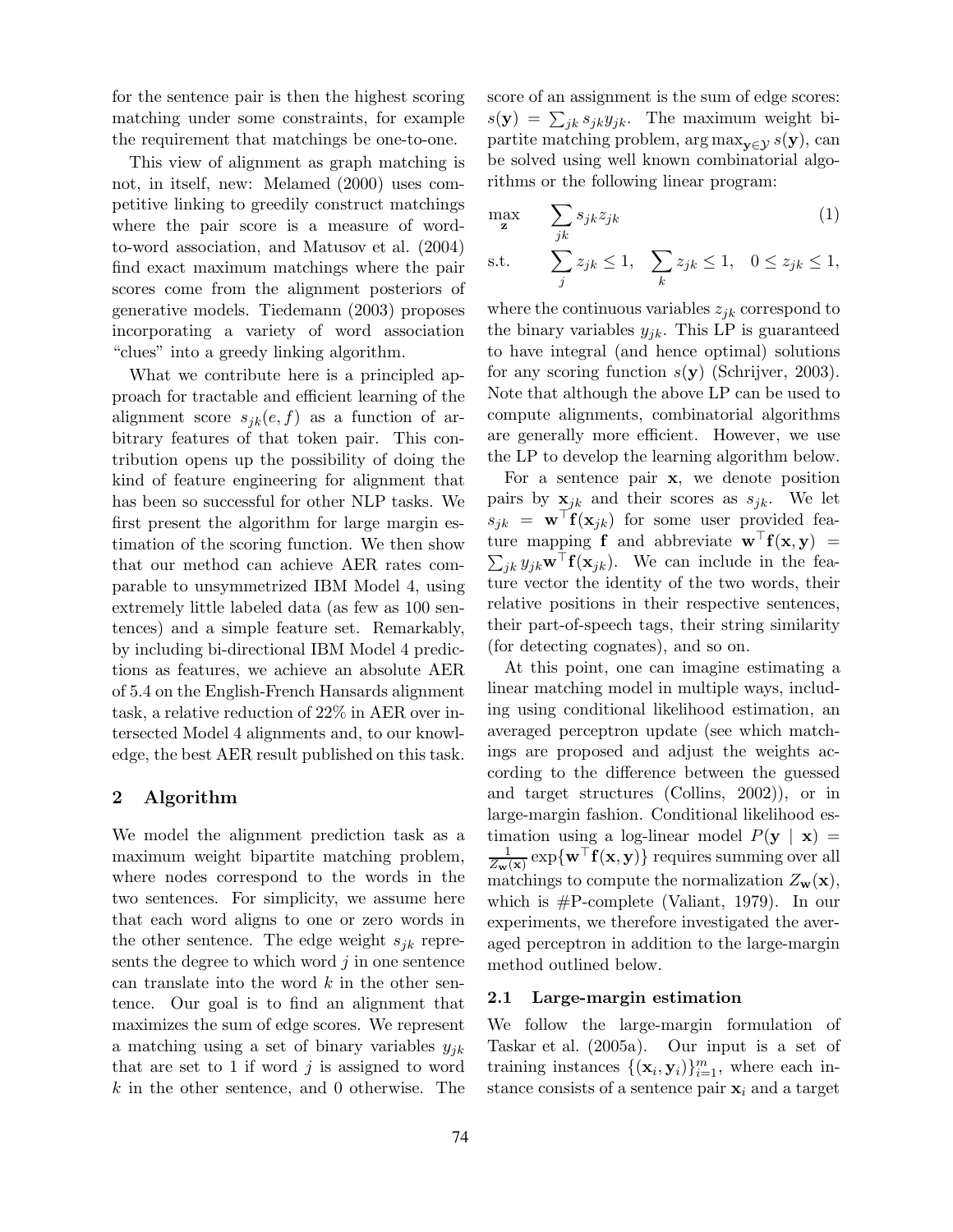for the sentence pair is then the highest scoring matching under some constraints, for example the requirement that matchings be one-to-one.

This view of alignment as graph matching is not, in itself, new: Melamed (2000) uses competitive linking to greedily construct matchings where the pair score is a measure of word-to-word association, and Matusov et al. (2004) find exact maximum matchings where the pair scores come from the alignment posteriors of generative models. Tiedemann (2003) proposes incorporating a variety of word association "clues" into a greedy linking algorithm.

What we contribute here is a principled approach for tractable and efficient learning of the alignment score $s_{jk}(e, f)$ as a function of arbitrary features of that token pair. This contribution opens up the possibility of doing the kind of feature engineering for alignment that has been so successful for other NLP tasks. We first present the algorithm for large margin estimation of the scoring function. We then show that our method can achieve AER rates comparable to unsymmetrized IBM Model 4, using extremely little labeled data (as few as 100 sentences) and a simple feature set. Remarkably, by including bi-directional IBM Model 4 predictions as features, we achieve an absolute AER of 5.4 on the English-French Hansards alignment task, a relative reduction of 22% in AER over intersected Model 4 alignments and, to our knowledge, the best AER result published on this task.

## 2 Algorithm

We model the alignment prediction task as a maximum weight bipartite matching problem, where nodes correspond to the words in the two sentences. For simplicity, we assume here that each word aligns to one or zero words in the other sentence. The edge weight $s_{jk}$ represents the degree to which word $j$ in one sentence can translate into the word $k$ in the other sentence. Our goal is to find an alignment that maximizes the sum of edge scores. We represent a matching using a set of binary variables $y_{jk}$ that are set to 1 if word $j$ is assigned to word $k$ in the other sentence, and 0 otherwise. The score of an assignment is the sum of edge scores: $s(\mathbf{y}) = \sum_{jk} s_{jk} y_{jk}$. The maximum weight bipartite matching problem, $\arg\max_{\mathbf{y} \in \mathcal{Y}} s(\mathbf{y})$, can be solved using well known combinatorial algorithms or the following linear program:

$$\max_{\mathbf{z}} \quad \sum_{jk} s_{jk} z_{jk} \tag{1}$$

$$\text{s.t.} \quad \sum_{j} z_{jk} \leq 1, \quad \sum_{k} z_{jk} \leq 1, \quad 0 \leq z_{jk} \leq 1,$$

where the continuous variables $z_{jk}$ correspond to the binary variables $y_{jk}$. This LP is guaranteed to have integral (and hence optimal) solutions for any scoring function $s(\mathbf{y})$ (Schrijver, 2003). Note that although the above LP can be used to compute alignments, combinatorial algorithms are generally more efficient. However, we use the LP to develop the learning algorithm below.

For a sentence pair $\mathbf{x}$, we denote position pairs by $\mathbf{x}_{jk}$ and their scores as $s_{jk}$. We let $s_{jk} = \mathbf{w}^\top \mathbf{f}(\mathbf{x}_{jk})$ for some user provided feature mapping $\mathbf{f}$ and abbreviate $\mathbf{w}^\top \mathbf{f}(\mathbf{x}, \mathbf{y}) = \sum_{jk} y_{jk} \mathbf{w}^\top \mathbf{f}(\mathbf{x}_{jk})$. We can include in the feature vector the identity of the two words, their relative positions in their respective sentences, their part-of-speech tags, their string similarity (for detecting cognates), and so on.

At this point, one can imagine estimating a linear matching model in multiple ways, including using conditional likelihood estimation, an averaged perceptron update (see which matchings are proposed and adjust the weights according to the difference between the guessed and target structures (Collins, 2002)), or in large-margin fashion. Conditional likelihood estimation using a log-linear model $P(\mathbf{y} \mid \mathbf{x}) = \frac{1}{Z_{\mathbf{w}}(\mathbf{x})} \exp\{\mathbf{w}^\top \mathbf{f}(\mathbf{x}, \mathbf{y})\}$ requires summing over all matchings to compute the normalization $Z_{\mathbf{w}}(\mathbf{x})$, which is #P-complete (Valiant, 1979). In our experiments, we therefore investigated the averaged perceptron in addition to the large-margin method outlined below.

### 2.1 Large-margin estimation

We follow the large-margin formulation of Taskar et al. (2005a). Our input is a set of training instances $\{(\mathbf{x}_i, \mathbf{y}_i)\}_{i=1}^m$, where each instance consists of a sentence pair $\mathbf{x}_i$ and a target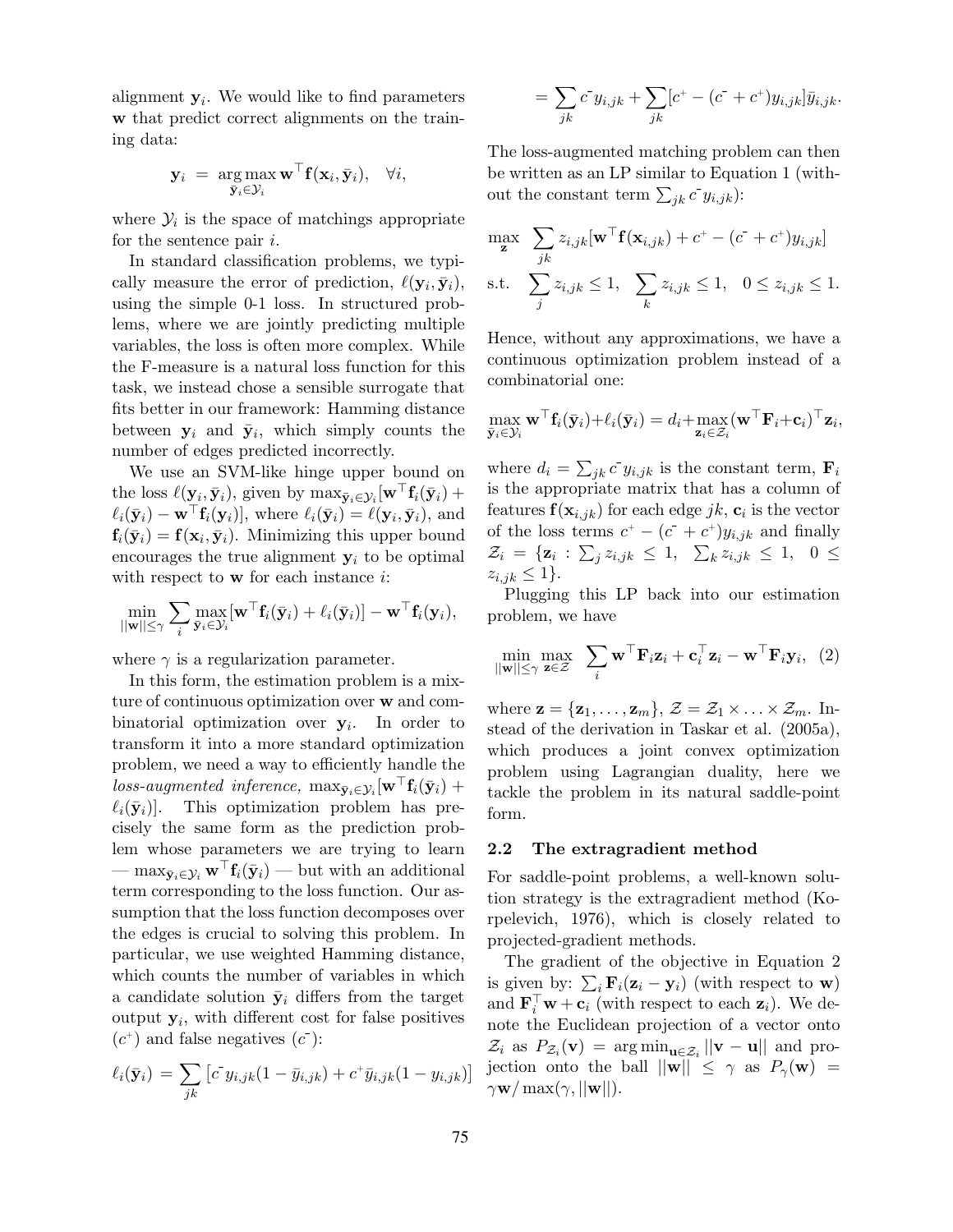alignment $\mathbf{y}_i$. We would like to find parameters $\mathbf{w}$ that predict correct alignments on the training data:

$$\mathbf{y}_i \ = \ \arg\max_{\bar{\mathbf{y}}_i \in \mathcal{Y}_i} \mathbf{w}^\top \mathbf{f}(\mathbf{x}_i, \bar{\mathbf{y}}_i), \quad \forall i,$$

where $\mathcal{Y}_i$ is the space of matchings appropriate for the sentence pair $i$.

In standard classification problems, we typically measure the error of prediction, $\ell(\mathbf{y}_i, \bar{\mathbf{y}}_i)$, using the simple 0-1 loss. In structured problems, where we are jointly predicting multiple variables, the loss is often more complex. While the F-measure is a natural loss function for this task, we instead chose a sensible surrogate that fits better in our framework: Hamming distance between $\mathbf{y}_i$ and $\bar{\mathbf{y}}_i$, which simply counts the number of edges predicted incorrectly.

We use an SVM-like hinge upper bound on the loss $\ell(\mathbf{y}_i, \bar{\mathbf{y}}_i)$, given by $\max_{\bar{\mathbf{y}}_i \in \mathcal{Y}_i}[\mathbf{w}^\top \mathbf{f}_i(\bar{\mathbf{y}}_i) + \ell_i(\bar{\mathbf{y}}_i) - \mathbf{w}^\top \mathbf{f}_i(\mathbf{y}_i)]$, where $\ell_i(\bar{\mathbf{y}}_i) = \ell(\mathbf{y}_i, \bar{\mathbf{y}}_i)$, and $\mathbf{f}_i(\bar{\mathbf{y}}_i) = \mathbf{f}(\mathbf{x}_i, \bar{\mathbf{y}}_i)$. Minimizing this upper bound encourages the true alignment $\mathbf{y}_i$ to be optimal with respect to $\mathbf{w}$ for each instance $i$:

$$\min_{||\mathbf{w}|| \le \gamma} \sum_i \max_{\bar{\mathbf{y}}_i \in \mathcal{Y}_i} [\mathbf{w}^\top \mathbf{f}_i(\bar{\mathbf{y}}_i) + \ell_i(\bar{\mathbf{y}}_i)] - \mathbf{w}^\top \mathbf{f}_i(\mathbf{y}_i),$$

where $\gamma$ is a regularization parameter.

In this form, the estimation problem is a mixture of continuous optimization over $\mathbf{w}$ and combinatorial optimization over $\mathbf{y}_i$. In order to transform it into a more standard optimization problem, we need a way to efficiently handle the *loss-augmented inference*, $\max_{\bar{\mathbf{y}}_i \in \mathcal{Y}_i}[\mathbf{w}^\top \mathbf{f}_i(\bar{\mathbf{y}}_i) + \ell_i(\bar{\mathbf{y}}_i)]$. This optimization problem has precisely the same form as the prediction problem whose parameters we are trying to learn — $\max_{\bar{\mathbf{y}}_i \in \mathcal{Y}_i} \mathbf{w}^\top \mathbf{f}_i(\bar{\mathbf{y}}_i)$ — but with an additional term corresponding to the loss function. Our assumption that the loss function decomposes over the edges is crucial to solving this problem. In particular, we use weighted Hamming distance, which counts the number of variables in which a candidate solution $\bar{\mathbf{y}}_i$ differs from the target output $\mathbf{y}_i$, with different cost for false positives ($c^+$) and false negatives ($c^-$):

$$\ell_i(\bar{\mathbf{y}}_i) = \sum_{jk} \left[c^- y_{i,jk}(1 - \bar{y}_{i,jk}) + c^+ \bar{y}_{i,jk}(1 - y_{i,jk})\right]$$

$$= \sum_{jk} c^- y_{i,jk} + \sum_{jk} [c^+ - (c^- + c^+) y_{i,jk}] \bar{y}_{i,jk}.$$

The loss-augmented matching problem can then be written as an LP similar to Equation 1 (without the constant term $\sum_{jk} c^- y_{i,jk}$):

$$\max_{\mathbf{z}} \ \sum_{jk} z_{i,jk}[\mathbf{w}^\top \mathbf{f}(\mathbf{x}_{i,jk}) + c^+ - (c^- + c^+) y_{i,jk}]$$

$$\text{s.t.} \quad \sum_j z_{i,jk} \le 1, \quad \sum_k z_{i,jk} \le 1, \quad 0 \le z_{i,jk} \le 1.$$

Hence, without any approximations, we have a continuous optimization problem instead of a combinatorial one:

$$\max_{\bar{\mathbf{y}}_i \in \mathcal{Y}_i} \mathbf{w}^\top \mathbf{f}_i(\bar{\mathbf{y}}_i) + \ell_i(\bar{\mathbf{y}}_i) = d_i + \max_{\mathbf{z}_i \in \mathcal{Z}_i} (\mathbf{w}^\top \mathbf{F}_i + \mathbf{c}_i)^\top \mathbf{z}_i,$$

where $d_i = \sum_{jk} c^- y_{i,jk}$ is the constant term, $\mathbf{F}_i$ is the appropriate matrix that has a column of features $\mathbf{f}(\mathbf{x}_{i,jk})$ for each edge $jk$, $\mathbf{c}_i$ is the vector of the loss terms $c^+ - (c^- + c^+) y_{i,jk}$ and finally $\mathcal{Z}_i = \{\mathbf{z}_i : \sum_j z_{i,jk} \le 1, \ \sum_k z_{i,jk} \le 1, \ 0 \le z_{i,jk} \le 1\}$.

Plugging this LP back into our estimation problem, we have

$$\min_{||\mathbf{w}|| \le \gamma} \max_{\mathbf{z} \in \mathcal{Z}} \ \sum_i \mathbf{w}^\top \mathbf{F}_i \mathbf{z}_i + \mathbf{c}_i^\top \mathbf{z}_i - \mathbf{w}^\top \mathbf{F}_i \mathbf{y}_i, \quad (2)$$

where $\mathbf{z} = \{\mathbf{z}_1, \ldots, \mathbf{z}_m\}$, $\mathcal{Z} = \mathcal{Z}_1 \times \ldots \times \mathcal{Z}_m$. Instead of the derivation in Taskar et al. (2005a), which produces a joint convex optimization problem using Lagrangian duality, here we tackle the problem in its natural saddle-point form.

## 2.2 The extragradient method

For saddle-point problems, a well-known solution strategy is the extragradient method (Korpelevich, 1976), which is closely related to projected-gradient methods.

The gradient of the objective in Equation 2 is given by: $\sum_i \mathbf{F}_i(\mathbf{z}_i - \mathbf{y}_i)$ (with respect to $\mathbf{w}$) and $\mathbf{F}_i^\top \mathbf{w} + \mathbf{c}_i$ (with respect to each $\mathbf{z}_i$). We denote the Euclidean projection of a vector onto $\mathcal{Z}_i$ as $P_{\mathcal{Z}_i}(\mathbf{v}) = \arg\min_{\mathbf{u} \in \mathcal{Z}_i} ||\mathbf{v} - \mathbf{u}||$ and projection onto the ball $||\mathbf{w}|| \le \gamma$ as $P_\gamma(\mathbf{w}) = \gamma \mathbf{w} / \max(\gamma, ||\mathbf{w}||)$.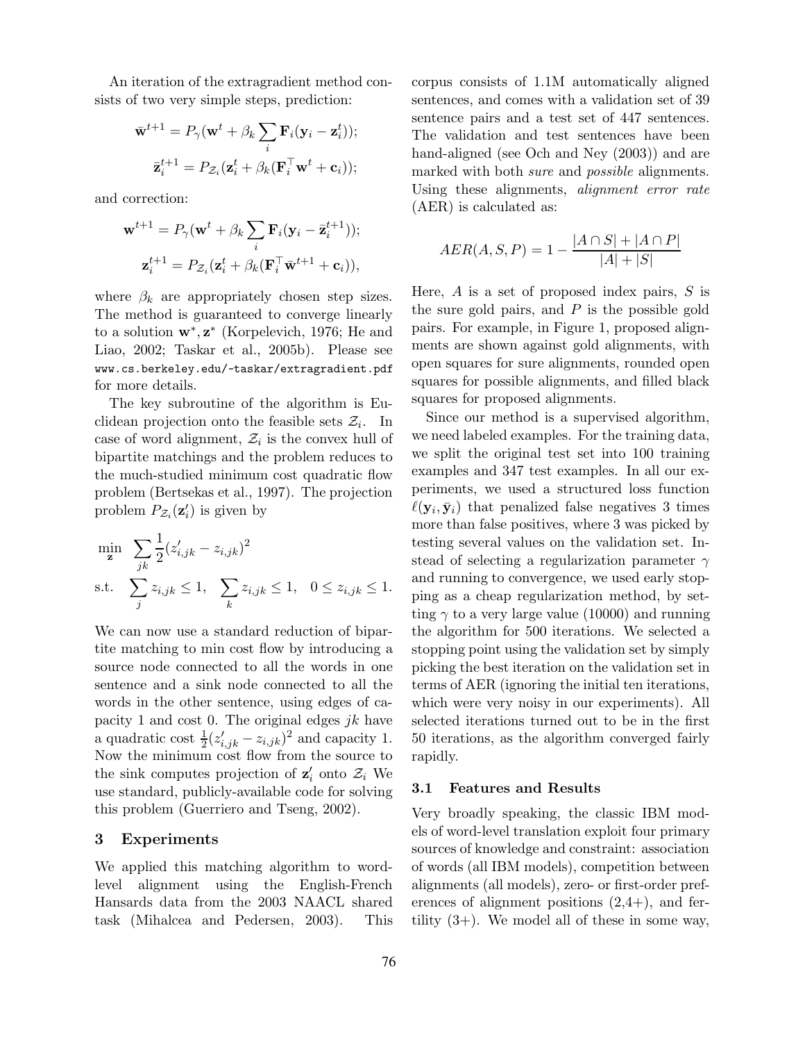An iteration of the extragradient method consists of two very simple steps, prediction:

$$\bar{\mathbf{w}}^{t+1} = P_\gamma(\mathbf{w}^t + \beta_k \sum_i \mathbf{F}_i(\mathbf{y}_i - \mathbf{z}_i^t));$$

$$\bar{\mathbf{z}}_i^{t+1} = P_{\mathcal{Z}_i}(\mathbf{z}_i^t + \beta_k(\mathbf{F}_i^\top \mathbf{w}^t + \mathbf{c}_i));$$

and correction:

$$\mathbf{w}^{t+1} = P_\gamma(\mathbf{w}^t + \beta_k \sum_i \mathbf{F}_i(\mathbf{y}_i - \bar{\mathbf{z}}_i^{t+1}));$$

$$\mathbf{z}_i^{t+1} = P_{\mathcal{Z}_i}(\mathbf{z}_i^t + \beta_k(\mathbf{F}_i^\top \bar{\mathbf{w}}^{t+1} + \mathbf{c}_i)),$$

where $\beta_k$ are appropriately chosen step sizes. The method is guaranteed to converge linearly to a solution $\mathbf{w}^*, \mathbf{z}^*$ (Korpelevich, 1976; He and Liao, 2002; Taskar et al., 2005b). Please see www.cs.berkeley.edu/~taskar/extragradient.pdf for more details.

The key subroutine of the algorithm is Euclidean projection onto the feasible sets $\mathcal{Z}_i$. In case of word alignment, $\mathcal{Z}_i$ is the convex hull of bipartite matchings and the problem reduces to the much-studied minimum cost quadratic flow problem (Bertsekas et al., 1997). The projection problem $P_{\mathcal{Z}_i}(\mathbf{z}'_i)$ is given by

$$\min_{\mathbf{z}} \quad \sum_{jk} \frac{1}{2}(z'_{i,jk} - z_{i,jk})^2$$

$$\text{s.t.} \quad \sum_j z_{i,jk} \leq 1, \quad \sum_k z_{i,jk} \leq 1, \quad 0 \leq z_{i,jk} \leq 1.$$

We can now use a standard reduction of bipartite matching to min cost flow by introducing a source node connected to all the words in one sentence and a sink node connected to all the words in the other sentence, using edges of capacity 1 and cost 0. The original edges $jk$ have a quadratic cost $\frac{1}{2}(z'_{i,jk} - z_{i,jk})^2$ and capacity 1. Now the minimum cost flow from the source to the sink computes projection of $\mathbf{z}'_i$ onto $\mathcal{Z}_i$ We use standard, publicly-available code for solving this problem (Guerriero and Tseng, 2002).

## 3 Experiments

We applied this matching algorithm to word-level alignment using the English-French Hansards data from the 2003 NAACL shared task (Mihalcea and Pedersen, 2003). This corpus consists of 1.1M automatically aligned sentences, and comes with a validation set of 39 sentence pairs and a test set of 447 sentences. The validation and test sentences have been hand-aligned (see Och and Ney (2003)) and are marked with both *sure* and *possible* alignments. Using these alignments, *alignment error rate* (AER) is calculated as:

$$AER(A, S, P) = 1 - \frac{|A \cap S| + |A \cap P|}{|A| + |S|}$$

Here, $A$ is a set of proposed index pairs, $S$ is the sure gold pairs, and $P$ is the possible gold pairs. For example, in Figure 1, proposed alignments are shown against gold alignments, with open squares for sure alignments, rounded open squares for possible alignments, and filled black squares for proposed alignments.

Since our method is a supervised algorithm, we need labeled examples. For the training data, we split the original test set into 100 training examples and 347 test examples. In all our experiments, we used a structured loss function $\ell(\mathbf{y}_i, \bar{\mathbf{y}}_i)$ that penalized false negatives 3 times more than false positives, where 3 was picked by testing several values on the validation set. Instead of selecting a regularization parameter $\gamma$ and running to convergence, we used early stopping as a cheap regularization method, by setting $\gamma$ to a very large value (10000) and running the algorithm for 500 iterations. We selected a stopping point using the validation set by simply picking the best iteration on the validation set in terms of AER (ignoring the initial ten iterations, which were very noisy in our experiments). All selected iterations turned out to be in the first 50 iterations, as the algorithm converged fairly rapidly.

### 3.1 Features and Results

Very broadly speaking, the classic IBM models of word-level translation exploit four primary sources of knowledge and constraint: association of words (all IBM models), competition between alignments (all models), zero- or first-order preferences of alignment positions (2,4+), and fertility (3+). We model all of these in some way,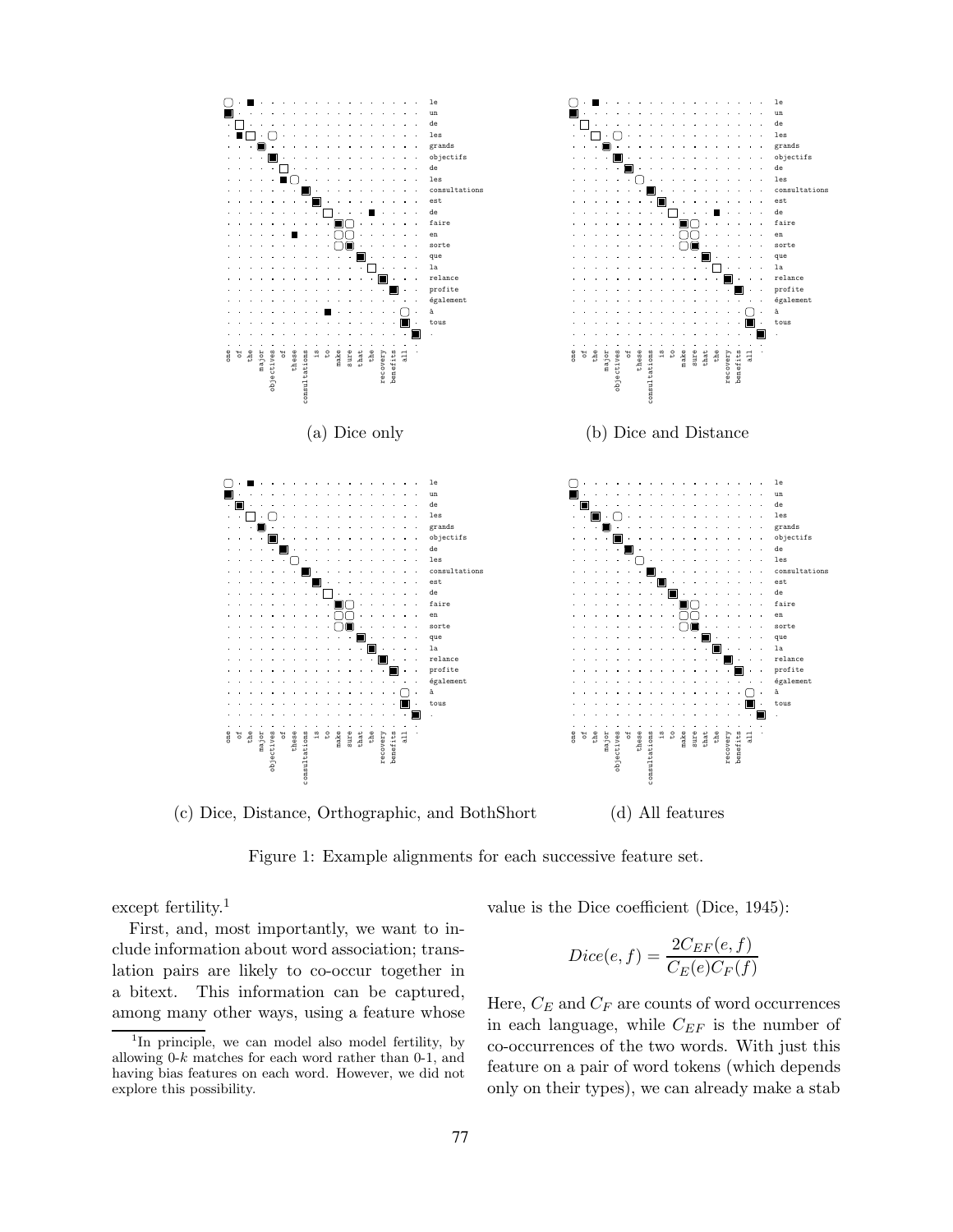(a) Dice only

(b) Dice and Distance

(c) Dice, Distance, Orthographic, and BothShort

(d) All features

Figure 1: Example alignments for each successive feature set.

except fertility.[1]

First, and, most importantly, we want to include information about word association; translation pairs are likely to co-occur together in a bitext. This information can be captured, among many other ways, using a feature whose value is the Dice coefficient (Dice, 1945):

$$Dice(e, f) = \frac{2C_{EF}(e, f)}{C_E(e)C_F(f)}$$

Here, $C_E$ and $C_F$ are counts of word occurrences in each language, while $C_{EF}$ is the number of co-occurrences of the two words. With just this feature on a pair of word tokens (which depends only on their types), we can already make a stab

[1] In principle, we can model also model fertility, by allowing 0-$k$ matches for each word rather than 0-1, and having bias features on each word. However, we did not explore this possibility.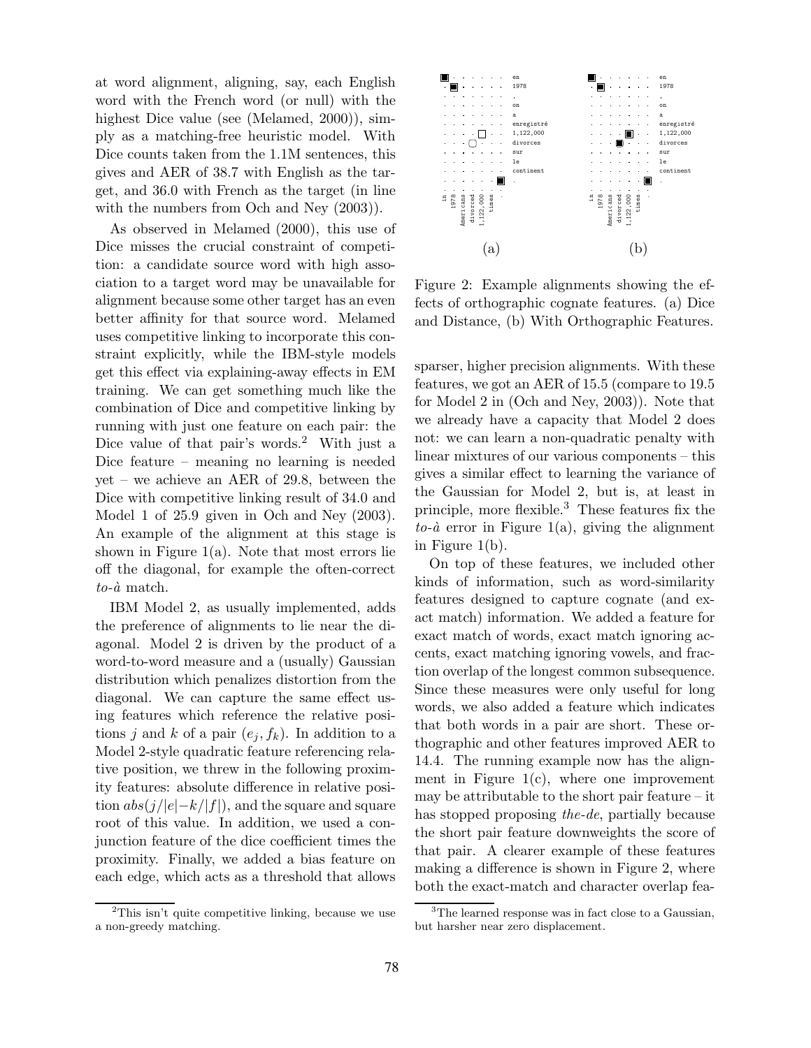at word alignment, aligning, say, each English word with the French word (or null) with the highest Dice value (see (Melamed, 2000)), simply as a matching-free heuristic model. With Dice counts taken from the 1.1M sentences, this gives and AER of 38.7 with English as the target, and 36.0 with French as the target (in line with the numbers from Och and Ney (2003)).

As observed in Melamed (2000), this use of Dice misses the crucial constraint of competition: a candidate source word with high association to a target word may be unavailable for alignment because some other target has an even better affinity for that source word. Melamed uses competitive linking to incorporate this constraint explicitly, while the IBM-style models get this effect via explaining-away effects in EM training. We can get something much like the combination of Dice and competitive linking by running with just one feature on each pair: the Dice value of that pair's words.[2] With just a Dice feature – meaning no learning is needed yet – we achieve an AER of 29.8, between the Dice with competitive linking result of 34.0 and Model 1 of 25.9 given in Och and Ney (2003). An example of the alignment at this stage is shown in Figure 1(a). Note that most errors lie off the diagonal, for example the often-correct *to-à* match.

IBM Model 2, as usually implemented, adds the preference of alignments to lie near the diagonal. Model 2 is driven by the product of a word-to-word measure and a (usually) Gaussian distribution which penalizes distortion from the diagonal. We can capture the same effect using features which reference the relative positions $j$ and $k$ of a pair $(e_j, f_k)$. In addition to a Model 2-style quadratic feature referencing relative position, we threw in the following proximity features: absolute difference in relative position $abs(j/|e| - k/|f|)$, and the square and square root of this value. In addition, we used a conjunction feature of the dice coefficient times the proximity. Finally, we added a bias feature on each edge, which acts as a threshold that allows sparser, higher precision alignments. With these features, we got an AER of 15.5 (compare to 19.5 for Model 2 in (Och and Ney, 2003)). Note that we already have a capacity that Model 2 does not: we can learn a non-quadratic penalty with linear mixtures of our various components – this gives a similar effect to learning the variance of the Gaussian for Model 2, but is, at least in principle, more flexible.[3] These features fix the *to-à* error in Figure 1(a), giving the alignment in Figure 1(b).

Figure 2: Example alignments showing the effects of orthographic cognate features. (a) Dice and Distance, (b) With Orthographic Features.

On top of these features, we included other kinds of information, such as word-similarity features designed to capture cognate (and exact match) information. We added a feature for exact match of words, exact match ignoring accents, exact matching ignoring vowels, and fraction overlap of the longest common subsequence. Since these measures were only useful for long words, we also added a feature which indicates that both words in a pair are short. These orthographic and other features improved AER to 14.4. The running example now has the alignment in Figure 1(c), where one improvement may be attributable to the short pair feature – it has stopped proposing *the-de*, partially because the short pair feature downweights the score of that pair. A clearer example of these features making a difference is shown in Figure 2, where both the exact-match and character overlap fea-

[2] This isn't quite competitive linking, because we use a non-greedy matching.

[3] The learned response was in fact close to a Gaussian, but harsher near zero displacement.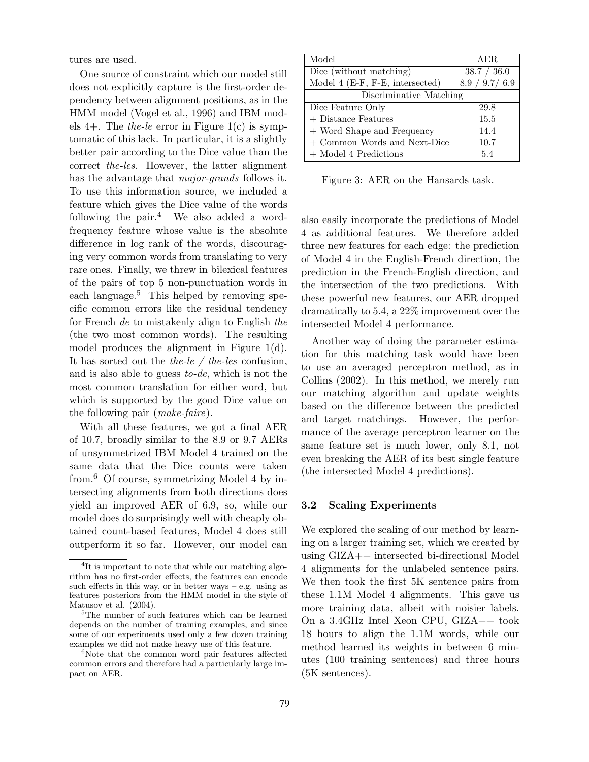tures are used.

One source of constraint which our model still does not explicitly capture is the first-order dependency between alignment positions, as in the HMM model (Vogel et al., 1996) and IBM models 4+. The *the-le* error in Figure 1(c) is symptomatic of this lack. In particular, it is a slightly better pair according to the Dice value than the correct *the-les*. However, the latter alignment has the advantage that *major-grands* follows it. To use this information source, we included a feature which gives the Dice value of the words following the pair.[4] We also added a word-frequency feature whose value is the absolute difference in log rank of the words, discouraging very common words from translating to very rare ones. Finally, we threw in bilexical features of the pairs of top 5 non-punctuation words in each language.[5] This helped by removing specific common errors like the residual tendency for French *de* to mistakenly align to English *the* (the two most common words). The resulting model produces the alignment in Figure 1(d). It has sorted out the *the-le* / *the-les* confusion, and is also able to guess *to-de*, which is not the most common translation for either word, but which is supported by the good Dice value on the following pair (*make-faire*).

With all these features, we got a final AER of 10.7, broadly similar to the 8.9 or 9.7 AERs of unsymmetrized IBM Model 4 trained on the same data that the Dice counts were taken from.[6] Of course, symmetrizing Model 4 by intersecting alignments from both directions does yield an improved AER of 6.9, so, while our model does do surprisingly well with cheaply obtained count-based features, Model 4 does still outperform it so far. However, our model can also easily incorporate the predictions of Model 4 as additional features. We therefore added three new features for each edge: the prediction of Model 4 in the English-French direction, the prediction in the French-English direction, and the intersection of the two predictions. With these powerful new features, our AER dropped dramatically to 5.4, a 22% improvement over the intersected Model 4 performance.

| Model | AER |
|---|---|
| Dice (without matching) | 38.7 / 36.0 |
| Model 4 (E-F, F-E, intersected) | 8.9 / 9.7/ 6.9 |
| Discriminative Matching | |
| Dice Feature Only | 29.8 |
| + Distance Features | 15.5 |
| + Word Shape and Frequency | 14.4 |
| + Common Words and Next-Dice | 10.7 |
| + Model 4 Predictions | 5.4 |

Figure 3: AER on the Hansards task.

Another way of doing the parameter estimation for this matching task would have been to use an averaged perceptron method, as in Collins (2002). In this method, we merely run our matching algorithm and update weights based on the difference between the predicted and target matchings. However, the performance of the average perceptron learner on the same feature set is much lower, only 8.1, not even breaking the AER of its best single feature (the intersected Model 4 predictions).

### 3.2 Scaling Experiments

We explored the scaling of our method by learning on a larger training set, which we created by using GIZA++ intersected bi-directional Model 4 alignments for the unlabeled sentence pairs. We then took the first 5K sentence pairs from these 1.1M Model 4 alignments. This gave us more training data, albeit with noisier labels. On a 3.4GHz Intel Xeon CPU, GIZA++ took 18 hours to align the 1.1M words, while our method learned its weights in between 6 minutes (100 training sentences) and three hours (5K sentences).

---

[4] It is important to note that while our matching algorithm has no first-order effects, the features can encode such effects in this way, or in better ways – e.g. using as features posteriors from the HMM model in the style of Matusov et al. (2004).

[5] The number of such features which can be learned depends on the number of training examples, and since some of our experiments used only a few dozen training examples we did not make heavy use of this feature.

[6] Note that the common word pair features affected common errors and therefore had a particularly large impact on AER.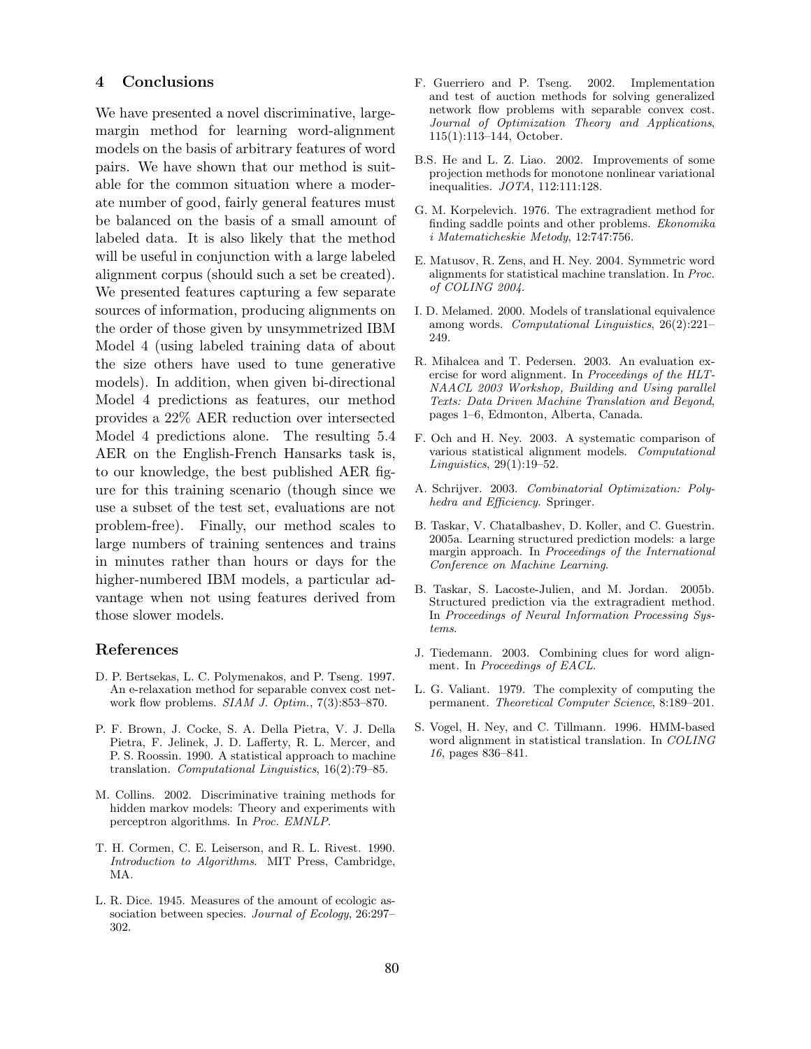## 4 Conclusions

We have presented a novel discriminative, large-margin method for learning word-alignment models on the basis of arbitrary features of word pairs. We have shown that our method is suitable for the common situation where a moderate number of good, fairly general features must be balanced on the basis of a small amount of labeled data. It is also likely that the method will be useful in conjunction with a large labeled alignment corpus (should such a set be created). We presented features capturing a few separate sources of information, producing alignments on the order of those given by unsymmetrized IBM Model 4 (using labeled training data of about the size others have used to tune generative models). In addition, when given bi-directional Model 4 predictions as features, our method provides a 22% AER reduction over intersected Model 4 predictions alone. The resulting 5.4 AER on the English-French Hansarks task is, to our knowledge, the best published AER figure for this training scenario (though since we use a subset of the test set, evaluations are not problem-free). Finally, our method scales to large numbers of training sentences and trains in minutes rather than hours or days for the higher-numbered IBM models, a particular advantage when not using features derived from those slower models.

## References

D. P. Bertsekas, L. C. Polymenakos, and P. Tseng. 1997. An e-relaxation method for separable convex cost network flow problems. *SIAM J. Optim.*, 7(3):853–870.

P. F. Brown, J. Cocke, S. A. Della Pietra, V. J. Della Pietra, F. Jelinek, J. D. Lafferty, R. L. Mercer, and P. S. Roossin. 1990. A statistical approach to machine translation. *Computational Linguistics*, 16(2):79–85.

M. Collins. 2002. Discriminative training methods for hidden markov models: Theory and experiments with perceptron algorithms. In *Proc. EMNLP*.

T. H. Cormen, C. E. Leiserson, and R. L. Rivest. 1990. *Introduction to Algorithms*. MIT Press, Cambridge, MA.

L. R. Dice. 1945. Measures of the amount of ecologic association between species. *Journal of Ecology*, 26:297–302.

F. Guerriero and P. Tseng. 2002. Implementation and test of auction methods for solving generalized network flow problems with separable convex cost. *Journal of Optimization Theory and Applications*, 115(1):113–144, October.

B.S. He and L. Z. Liao. 2002. Improvements of some projection methods for monotone nonlinear variational inequalities. *JOTA*, 112:111:128.

G. M. Korpelevich. 1976. The extragradient method for finding saddle points and other problems. *Ekonomika i Matematicheskie Metody*, 12:747:756.

E. Matusov, R. Zens, and H. Ney. 2004. Symmetric word alignments for statistical machine translation. In *Proc. of COLING 2004*.

I. D. Melamed. 2000. Models of translational equivalence among words. *Computational Linguistics*, 26(2):221–249.

R. Mihalcea and T. Pedersen. 2003. An evaluation exercise for word alignment. In *Proceedings of the HLT-NAACL 2003 Workshop, Building and Using parallel Texts: Data Driven Machine Translation and Beyond*, pages 1–6, Edmonton, Alberta, Canada.

F. Och and H. Ney. 2003. A systematic comparison of various statistical alignment models. *Computational Linguistics*, 29(1):19–52.

A. Schrijver. 2003. *Combinatorial Optimization: Polyhedra and Efficiency*. Springer.

B. Taskar, V. Chatalbashev, D. Koller, and C. Guestrin. 2005a. Learning structured prediction models: a large margin approach. In *Proceedings of the International Conference on Machine Learning*.

B. Taskar, S. Lacoste-Julien, and M. Jordan. 2005b. Structured prediction via the extragradient method. In *Proceedings of Neural Information Processing Systems*.

J. Tiedemann. 2003. Combining clues for word alignment. In *Proceedings of EACL*.

L. G. Valiant. 1979. The complexity of computing the permanent. *Theoretical Computer Science*, 8:189–201.

S. Vogel, H. Ney, and C. Tillmann. 1996. HMM-based word alignment in statistical translation. In *COLING 16*, pages 836–841.